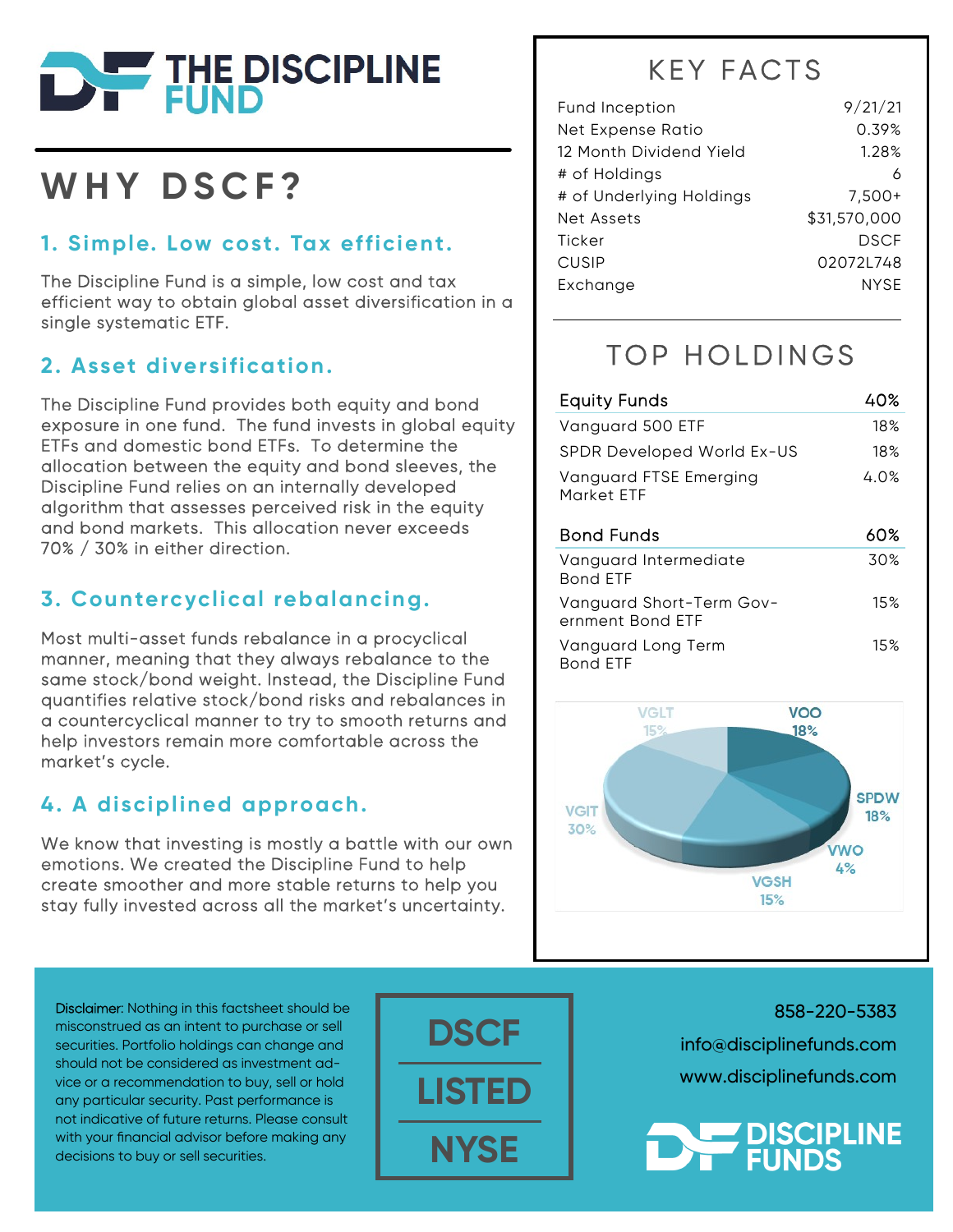# THE DISCIPLINE FUND

## WHY DSCF?

### 1. Simple. Low cost. Tax efficient.

The Discipline Fund is a simple, low cost and tax efficient way to obtain global asset diversification in a single systematic ETF.

### 2. Asset diversification.

The Discipline Fund provides both equity and bond exposure in one fund. The fund invests in global equity ETFs and domestic bond ETFs. To determine the allocation between the equity and bond sleeves, the Discipline Fund relies on an internally developed algorithm that assesses perceived risk in the equity and bond markets. This allocation never exceeds 70% / 30% in either direction.

### 3. Countercyclical rebalancing.

Most multi-asset funds rebalance in a procyclical manner, meaning that they always rebalance to the same stock/bond weight. Instead, the Discipline Fund quantifies relative stock/bond risks and rebalances in a countercyclical manner to try to smooth returns and help investors remain more comfortable across the market's cycle.

### 4. A disciplined approach.

We know that investing is mostly a battle with our own emotions. We created the Discipline Fund to help create smoother and more stable returns to help you stay fully invested across all the market's uncertainty.

## KEY FACTS

| | |
|---|---|
| Fund Inception | 9/21/21 |
| Net Expense Ratio | 0.39% |
| 12 Month Dividend Yield | 1.28% |
| # of Holdings | 6 |
| # of Underlying Holdings | 7,500+ |
| Net Assets | $31,570,000 |
| Ticker | DSCF |
| CUSIP | 02072L748 |
| Exchange | NYSE |

## TOP HOLDINGS

| Equity Funds | 40% |
|---|---|
| Vanguard 500 ETF | 18% |
| SPDR Developed World Ex-US | 18% |
| Vanguard FTSE Emerging Market ETF | 4.0% |

| Bond Funds | 60% |
|---|---|
| Vanguard Intermediate Bond ETF | 30% |
| Vanguard Short-Term Government Bond ETF | 15% |
| Vanguard Long Term Bond ETF | 15% |

VOO 18%, SPDW 18%, VWO 4%, VGSH 15%, VGIT 30%, VGLT 15%

Disclaimer: Nothing in this factsheet should be misconstrued as an intent to purchase or sell securities. Portfolio holdings can change and should not be considered as investment advice or a recommendation to buy, sell or hold any particular security. Past performance is not indicative of future returns. Please consult with your financial advisor before making any decisions to buy or sell securities.

**DSCF LISTED NYSE**

858-220-5383
info@disciplinefunds.com
www.disciplinefunds.com

DISCIPLINE FUNDS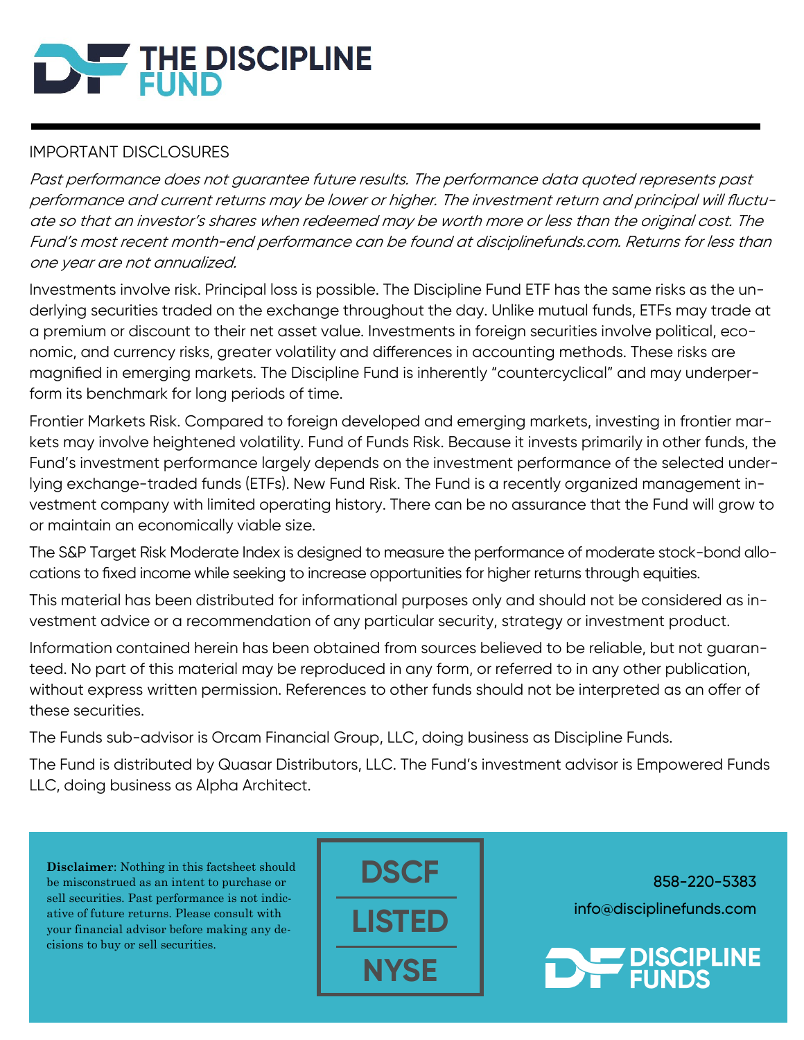# THE DISCIPLINE FUND

## IMPORTANT DISCLOSURES

*Past performance does not guarantee future results. The performance data quoted represents past performance and current returns may be lower or higher. The investment return and principal will fluctuate so that an investor's shares when redeemed may be worth more or less than the original cost. The Fund's most recent month-end performance can be found at disciplinefunds.com. Returns for less than one year are not annualized.*

Investments involve risk. Principal loss is possible. The Discipline Fund ETF has the same risks as the underlying securities traded on the exchange throughout the day. Unlike mutual funds, ETFs may trade at a premium or discount to their net asset value. Investments in foreign securities involve political, economic, and currency risks, greater volatility and differences in accounting methods. These risks are magnified in emerging markets. The Discipline Fund is inherently "countercyclical" and may underperform its benchmark for long periods of time.

Frontier Markets Risk. Compared to foreign developed and emerging markets, investing in frontier markets may involve heightened volatility. Fund of Funds Risk. Because it invests primarily in other funds, the Fund's investment performance largely depends on the investment performance of the selected underlying exchange-traded funds (ETFs). New Fund Risk. The Fund is a recently organized management investment company with limited operating history. There can be no assurance that the Fund will grow to or maintain an economically viable size.

The S&P Target Risk Moderate Index is designed to measure the performance of moderate stock-bond allocations to fixed income while seeking to increase opportunities for higher returns through equities.

This material has been distributed for informational purposes only and should not be considered as investment advice or a recommendation of any particular security, strategy or investment product.

Information contained herein has been obtained from sources believed to be reliable, but not guaranteed. No part of this material may be reproduced in any form, or referred to in any other publication, without express written permission. References to other funds should not be interpreted as an offer of these securities.

The Funds sub-advisor is Orcam Financial Group, LLC, doing business as Discipline Funds.

The Fund is distributed by Quasar Distributors, LLC. The Fund's investment advisor is Empowered Funds LLC, doing business as Alpha Architect.

**Disclaimer**: Nothing in this factsheet should be misconstrued as an intent to purchase or sell securities. Past performance is not indicative of future returns. Please consult with your financial advisor before making any decisions to buy or sell securities.

DSCF

LISTED

NYSE

858-220-5383

info@disciplinefunds.com

DISCIPLINE FUNDS